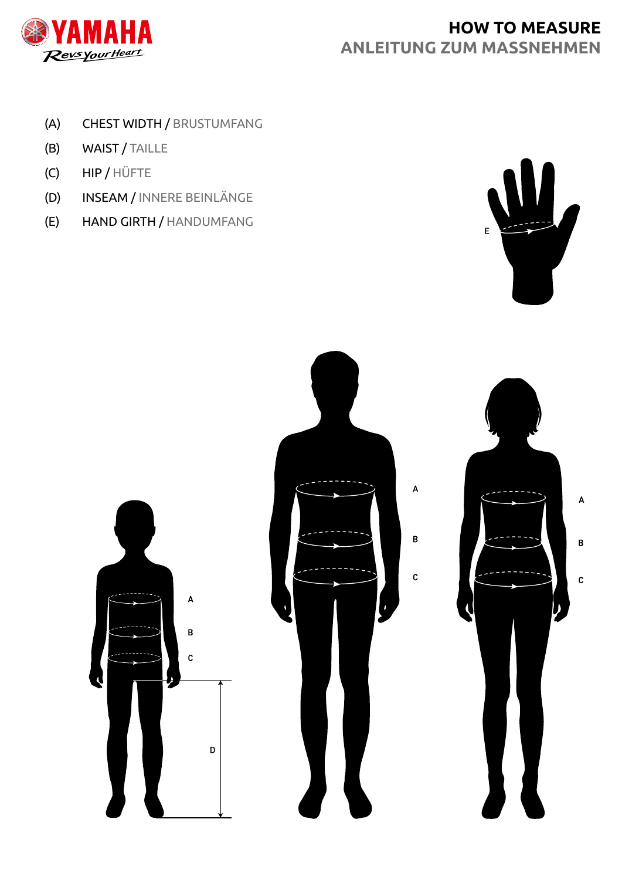# HOW TO MEASURE
## ANLEITUNG ZUM MASSNEHMEN

- (A) CHEST WIDTH / BRUSTUMFANG
- (B) WAIST / TAILLE
- (C) HIP / HÜFTE
- (D) INSEAM / INNERE BEINLÄNGE
- (E) HAND GIRTH / HANDUMFANG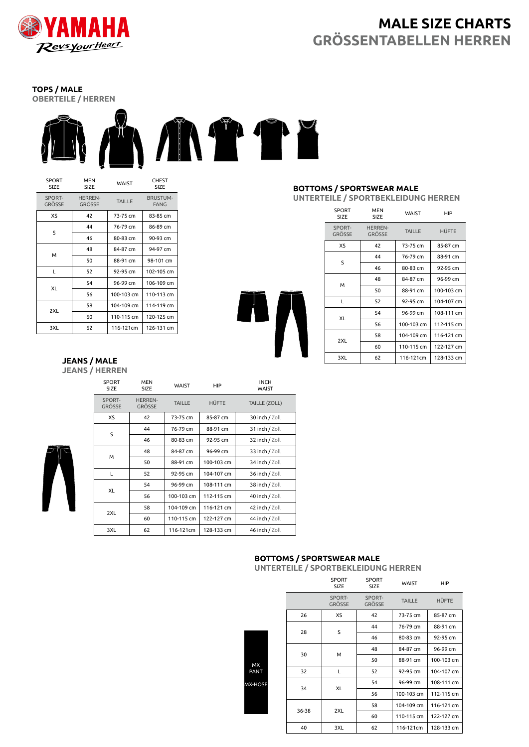# MALE SIZE CHARTS
# GRÖSSENTABELLEN HERREN

## TOPS / MALE
### OBERTEILE / HERREN

| SPORT SIZE | MEN SIZE | WAIST | CHEST SIZE |
|---|---|---|---|
| SPORT-GRÖSSE | HERREN-GRÖSSE | TAILLE | BRUSTUM-FANG |
| XS | 42 | 73-75 cm | 83-85 cm |
| S | 44 | 76-79 cm | 86-89 cm |
| | 46 | 80-83 cm | 90-93 cm |
| M | 48 | 84-87 cm | 94-97 cm |
| | 50 | 88-91 cm | 98-101 cm |
| L | 52 | 92-95 cm | 102-105 cm |
| XL | 54 | 96-99 cm | 106-109 cm |
| | 56 | 100-103 cm | 110-113 cm |
| 2XL | 58 | 104-109 cm | 114-119 cm |
| | 60 | 110-115 cm | 120-125 cm |
| 3XL | 62 | 116-121cm | 126-131 cm |

## BOTTOMS / SPORTSWEAR MALE
### UNTERTEILE / SPORTBEKLEIDUNG HERREN

| SPORT SIZE | MEN SIZE | WAIST | HIP |
|---|---|---|---|
| SPORT-GRÖSSE | HERREN-GRÖSSE | TAILLE | HÜFTE |
| XS | 42 | 73-75 cm | 85-87 cm |
| S | 44 | 76-79 cm | 88-91 cm |
| | 46 | 80-83 cm | 92-95 cm |
| M | 48 | 84-87 cm | 96-99 cm |
| | 50 | 88-91 cm | 100-103 cm |
| L | 52 | 92-95 cm | 104-107 cm |
| XL | 54 | 96-99 cm | 108-111 cm |
| | 56 | 100-103 cm | 112-115 cm |
| 2XL | 58 | 104-109 cm | 116-121 cm |
| | 60 | 110-115 cm | 122-127 cm |
| 3XL | 62 | 116-121cm | 128-133 cm |

## JEANS / MALE
### JEANS / HERREN

| SPORT SIZE | MEN SIZE | WAIST | HIP | INCH WAIST |
|---|---|---|---|---|
| SPORT-GRÖSSE | HERREN-GRÖSSE | TAILLE | HÜFTE | TAILLE (ZOLL) |
| XS | 42 | 73-75 cm | 85-87 cm | 30 inch / Zoll |
| S | 44 | 76-79 cm | 88-91 cm | 31 inch / Zoll |
| | 46 | 80-83 cm | 92-95 cm | 32 inch / Zoll |
| M | 48 | 84-87 cm | 96-99 cm | 33 inch / Zoll |
| | 50 | 88-91 cm | 100-103 cm | 34 inch / Zoll |
| L | 52 | 92-95 cm | 104-107 cm | 36 inch / Zoll |
| XL | 54 | 96-99 cm | 108-111 cm | 38 inch / Zoll |
| | 56 | 100-103 cm | 112-115 cm | 40 inch / Zoll |
| 2XL | 58 | 104-109 cm | 116-121 cm | 42 inch / Zoll |
| | 60 | 110-115 cm | 122-127 cm | 44 inch / Zoll |
| 3XL | 62 | 116-121cm | 128-133 cm | 46 inch / Zoll |

## BOTTOMS / SPORTSWEAR MALE
### UNTERTEILE / SPORTBEKLEIDUNG HERREN

| MX PANT / MX-HOSE | SPORT SIZE | SPORT SIZE | WAIST | HIP |
|---|---|---|---|---|
| | SPORT-GRÖSSE | SPORT-GRÖSSE | TAILLE | HÜFTE |
| 26 | XS | 42 | 73-75 cm | 85-87 cm |
| 28 | S | 44 | 76-79 cm | 88-91 cm |
| | | 46 | 80-83 cm | 92-95 cm |
| 30 | M | 48 | 84-87 cm | 96-99 cm |
| | | 50 | 88-91 cm | 100-103 cm |
| 32 | L | 52 | 92-95 cm | 104-107 cm |
| 34 | XL | 54 | 96-99 cm | 108-111 cm |
| | | 56 | 100-103 cm | 112-115 cm |
| 36-38 | 2XL | 58 | 104-109 cm | 116-121 cm |
| | | 60 | 110-115 cm | 122-127 cm |
| 40 | 3XL | 62 | 116-121cm | 128-133 cm |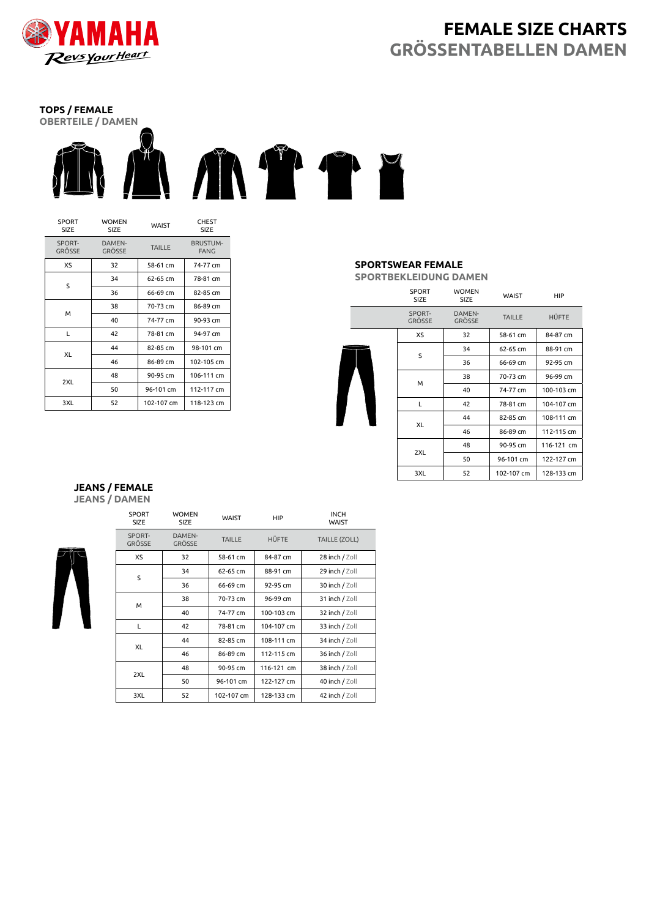# FEMALE SIZE CHARTS
## GRÖSSENTABELLEN DAMEN

### TOPS / FEMALE
**OBERTEILE / DAMEN**

| SPORT SIZE | WOMEN SIZE | WAIST | CHEST SIZE |
|---|---|---|---|
| SPORT-GRÖSSE | DAMEN-GRÖSSE | TAILLE | BRUSTUM-FANG |
| XS | 32 | 58-61 cm | 74-77 cm |
| S | 34 | 62-65 cm | 78-81 cm |
| | 36 | 66-69 cm | 82-85 cm |
| M | 38 | 70-73 cm | 86-89 cm |
| | 40 | 74-77 cm | 90-93 cm |
| L | 42 | 78-81 cm | 94-97 cm |
| XL | 44 | 82-85 cm | 98-101 cm |
| | 46 | 86-89 cm | 102-105 cm |
| 2XL | 48 | 90-95 cm | 106-111 cm |
| | 50 | 96-101 cm | 112-117 cm |
| 3XL | 52 | 102-107 cm | 118-123 cm |

### SPORTSWEAR FEMALE
**SPORTBEKLEIDUNG DAMEN**

| SPORT SIZE | WOMEN SIZE | WAIST | HIP |
|---|---|---|---|
| SPORT-GRÖSSE | DAMEN-GRÖSSE | TAILLE | HÜFTE |
| XS | 32 | 58-61 cm | 84-87 cm |
| S | 34 | 62-65 cm | 88-91 cm |
| | 36 | 66-69 cm | 92-95 cm |
| M | 38 | 70-73 cm | 96-99 cm |
| | 40 | 74-77 cm | 100-103 cm |
| L | 42 | 78-81 cm | 104-107 cm |
| XL | 44 | 82-85 cm | 108-111 cm |
| | 46 | 86-89 cm | 112-115 cm |
| 2XL | 48 | 90-95 cm | 116-121 cm |
| | 50 | 96-101 cm | 122-127 cm |
| 3XL | 52 | 102-107 cm | 128-133 cm |

### JEANS / FEMALE
**JEANS / DAMEN**

| SPORT SIZE | WOMEN SIZE | WAIST | HIP | INCH WAIST |
|---|---|---|---|---|
| SPORT-GRÖSSE | DAMEN-GRÖSSE | TAILLE | HÜFTE | TAILLE (ZOLL) |
| XS | 32 | 58-61 cm | 84-87 cm | 28 inch / Zoll |
| S | 34 | 62-65 cm | 88-91 cm | 29 inch / Zoll |
| | 36 | 66-69 cm | 92-95 cm | 30 inch / Zoll |
| M | 38 | 70-73 cm | 96-99 cm | 31 inch / Zoll |
| | 40 | 74-77 cm | 100-103 cm | 32 inch / Zoll |
| L | 42 | 78-81 cm | 104-107 cm | 33 inch / Zoll |
| XL | 44 | 82-85 cm | 108-111 cm | 34 inch / Zoll |
| | 46 | 86-89 cm | 112-115 cm | 36 inch / Zoll |
| 2XL | 48 | 90-95 cm | 116-121 cm | 38 inch / Zoll |
| | 50 | 96-101 cm | 122-127 cm | 40 inch / Zoll |
| 3XL | 52 | 102-107 cm | 128-133 cm | 42 inch / Zoll |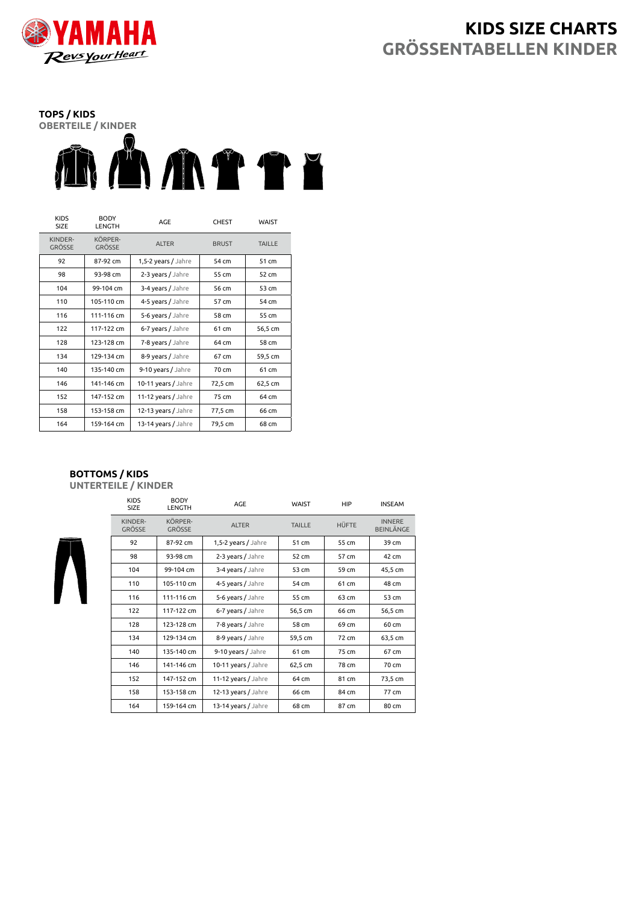# KIDS SIZE CHARTS
# GRÖSSENTABELLEN KINDER

## TOPS / KIDS
### OBERTEILE / KINDER

| KIDS SIZE | BODY LENGTH | AGE | CHEST | WAIST |
|---|---|---|---|---|
| KINDER-GRÖSSE | KÖRPER-GRÖSSE | ALTER | BRUST | TAILLE |
| 92 | 87-92 cm | 1,5-2 years / Jahre | 54 cm | 51 cm |
| 98 | 93-98 cm | 2-3 years / Jahre | 55 cm | 52 cm |
| 104 | 99-104 cm | 3-4 years / Jahre | 56 cm | 53 cm |
| 110 | 105-110 cm | 4-5 years / Jahre | 57 cm | 54 cm |
| 116 | 111-116 cm | 5-6 years / Jahre | 58 cm | 55 cm |
| 122 | 117-122 cm | 6-7 years / Jahre | 61 cm | 56,5 cm |
| 128 | 123-128 cm | 7-8 years / Jahre | 64 cm | 58 cm |
| 134 | 129-134 cm | 8-9 years / Jahre | 67 cm | 59,5 cm |
| 140 | 135-140 cm | 9-10 years / Jahre | 70 cm | 61 cm |
| 146 | 141-146 cm | 10-11 years / Jahre | 72,5 cm | 62,5 cm |
| 152 | 147-152 cm | 11-12 years / Jahre | 75 cm | 64 cm |
| 158 | 153-158 cm | 12-13 years / Jahre | 77,5 cm | 66 cm |
| 164 | 159-164 cm | 13-14 years / Jahre | 79,5 cm | 68 cm |

## BOTTOMS / KIDS
### UNTERTEILE / KINDER

| KIDS SIZE | BODY LENGTH | AGE | WAIST | HIP | INSEAM |
|---|---|---|---|---|---|
| KINDER-GRÖSSE | KÖRPER-GRÖSSE | ALTER | TAILLE | HÜFTE | INNERE BEINLÄNGE |
| 92 | 87-92 cm | 1,5-2 years / Jahre | 51 cm | 55 cm | 39 cm |
| 98 | 93-98 cm | 2-3 years / Jahre | 52 cm | 57 cm | 42 cm |
| 104 | 99-104 cm | 3-4 years / Jahre | 53 cm | 59 cm | 45,5 cm |
| 110 | 105-110 cm | 4-5 years / Jahre | 54 cm | 61 cm | 48 cm |
| 116 | 111-116 cm | 5-6 years / Jahre | 55 cm | 63 cm | 53 cm |
| 122 | 117-122 cm | 6-7 years / Jahre | 56,5 cm | 66 cm | 56,5 cm |
| 128 | 123-128 cm | 7-8 years / Jahre | 58 cm | 69 cm | 60 cm |
| 134 | 129-134 cm | 8-9 years / Jahre | 59,5 cm | 72 cm | 63,5 cm |
| 140 | 135-140 cm | 9-10 years / Jahre | 61 cm | 75 cm | 67 cm |
| 146 | 141-146 cm | 10-11 years / Jahre | 62,5 cm | 78 cm | 70 cm |
| 152 | 147-152 cm | 11-12 years / Jahre | 64 cm | 81 cm | 73,5 cm |
| 158 | 153-158 cm | 12-13 years / Jahre | 66 cm | 84 cm | 77 cm |
| 164 | 159-164 cm | 13-14 years / Jahre | 68 cm | 87 cm | 80 cm |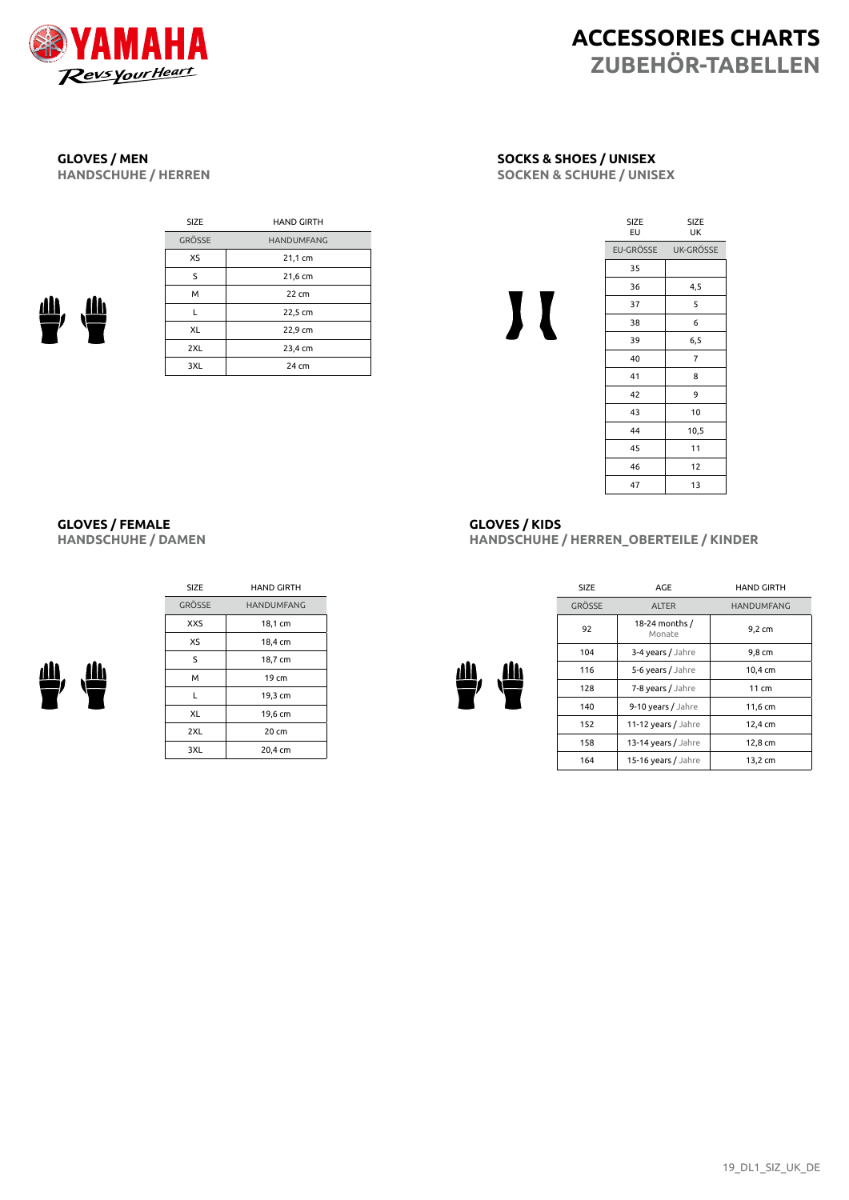# ACCESSORIES CHARTS
## ZUBEHÖR-TABELLEN

### GLOVES / MEN
**HANDSCHUHE / HERREN**

| SIZE | HAND GIRTH |
|---|---|
| GRÖSSE | HANDUMFANG |
| XS | 21,1 cm |
| S | 21,6 cm |
| M | 22 cm |
| L | 22,5 cm |
| XL | 22,9 cm |
| 2XL | 23,4 cm |
| 3XL | 24 cm |

### SOCKS & SHOES / UNISEX
**SOCKEN & SCHUHE / UNISEX**

| SIZE EU | SIZE UK |
|---|---|
| EU-GRÖSSE | UK-GRÖSSE |
| 35 | |
| 36 | 4,5 |
| 37 | 5 |
| 38 | 6 |
| 39 | 6,5 |
| 40 | 7 |
| 41 | 8 |
| 42 | 9 |
| 43 | 10 |
| 44 | 10,5 |
| 45 | 11 |
| 46 | 12 |
| 47 | 13 |

### GLOVES / FEMALE
**HANDSCHUHE / DAMEN**

| SIZE | HAND GIRTH |
|---|---|
| GRÖSSE | HANDUMFANG |
| XXS | 18,1 cm |
| XS | 18,4 cm |
| S | 18,7 cm |
| M | 19 cm |
| L | 19,3 cm |
| XL | 19,6 cm |
| 2XL | 20 cm |
| 3XL | 20,4 cm |

### GLOVES / KIDS
**HANDSCHUHE / HERREN_OBERTEILE / KINDER**

| SIZE | AGE | HAND GIRTH |
|---|---|---|
| GRÖSSE | ALTER | HANDUMFANG |
| 92 | 18-24 months / Monate | 9,2 cm |
| 104 | 3-4 years / Jahre | 9,8 cm |
| 116 | 5-6 years / Jahre | 10,4 cm |
| 128 | 7-8 years / Jahre | 11 cm |
| 140 | 9-10 years / Jahre | 11,6 cm |
| 152 | 11-12 years / Jahre | 12,4 cm |
| 158 | 13-14 years / Jahre | 12,8 cm |
| 164 | 15-16 years / Jahre | 13,2 cm |

19_DL1_SIZ_UK_DE